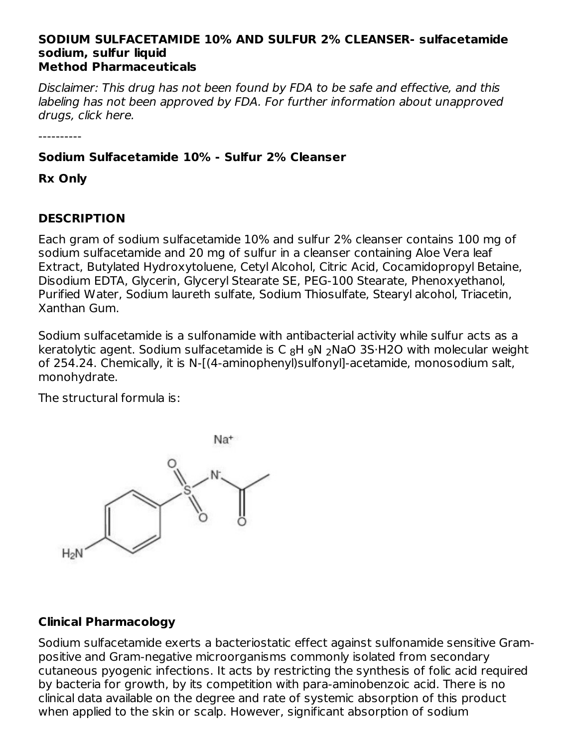**SODIUM SULFACETAMIDE 10% AND SULFUR 2% CLEANSER- sulfacetamide sodium, sulfur liquid**
**Method Pharmaceuticals**

*Disclaimer: This drug has not been found by FDA to be safe and effective, and this labeling has not been approved by FDA. For further information about unapproved drugs, click here.*

----------

**Sodium Sulfacetamide 10% - Sulfur 2% Cleanser**

**Rx Only**

## DESCRIPTION

Each gram of sodium sulfacetamide 10% and sulfur 2% cleanser contains 100 mg of sodium sulfacetamide and 20 mg of sulfur in a cleanser containing Aloe Vera leaf Extract, Butylated Hydroxytoluene, Cetyl Alcohol, Citric Acid, Cocamidopropyl Betaine, Disodium EDTA, Glycerin, Glyceryl Stearate SE, PEG-100 Stearate, Phenoxyethanol, Purified Water, Sodium laureth sulfate, Sodium Thiosulfate, Stearyl alcohol, Triacetin, Xanthan Gum.

Sodium sulfacetamide is a sulfonamide with antibacterial activity while sulfur acts as a keratolytic agent. Sodium sulfacetamide is $C_8H_9N_2NaO_3S{\cdot}H_2O$ with molecular weight of 254.24. Chemically, it is N-[(4-aminophenyl)sulfonyl]-acetamide, monosodium salt, monohydrate.

The structural formula is:

## Clinical Pharmacology

Sodium sulfacetamide exerts a bacteriostatic effect against sulfonamide sensitive Gram-positive and Gram-negative microorganisms commonly isolated from secondary cutaneous pyogenic infections. It acts by restricting the synthesis of folic acid required by bacteria for growth, by its competition with para-aminobenzoic acid. There is no clinical data available on the degree and rate of systemic absorption of this product when applied to the skin or scalp. However, significant absorption of sodium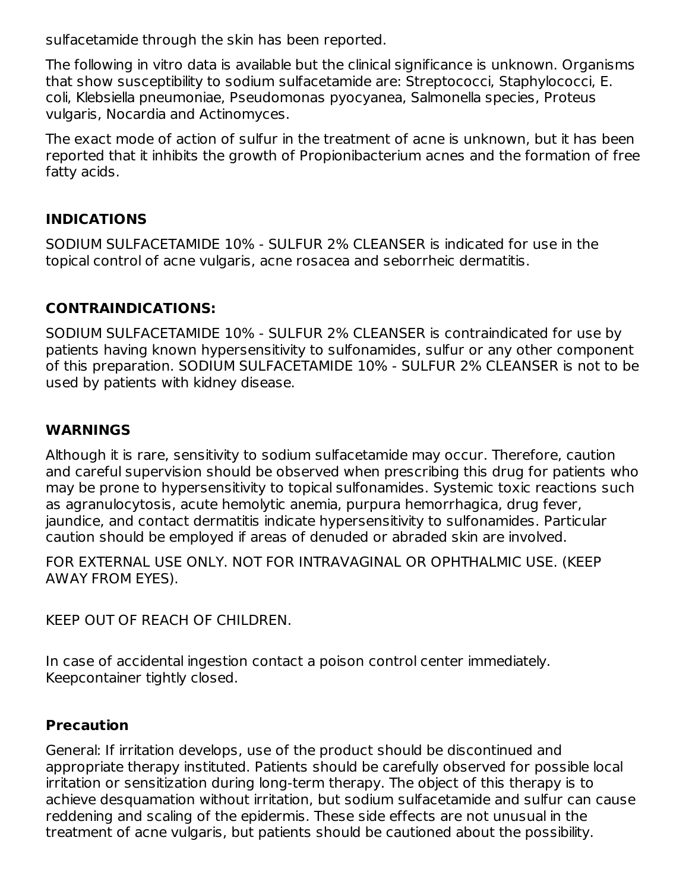sulfacetamide through the skin has been reported.

The following in vitro data is available but the clinical significance is unknown. Organisms that show susceptibility to sodium sulfacetamide are: Streptococci, Staphylococci, E. coli, Klebsiella pneumoniae, Pseudomonas pyocyanea, Salmonella species, Proteus vulgaris, Nocardia and Actinomyces.

The exact mode of action of sulfur in the treatment of acne is unknown, but it has been reported that it inhibits the growth of Propionibacterium acnes and the formation of free fatty acids.

## INDICATIONS

SODIUM SULFACETAMIDE 10% - SULFUR 2% CLEANSER is indicated for use in the topical control of acne vulgaris, acne rosacea and seborrheic dermatitis.

## CONTRAINDICATIONS:

SODIUM SULFACETAMIDE 10% - SULFUR 2% CLEANSER is contraindicated for use by patients having known hypersensitivity to sulfonamides, sulfur or any other component of this preparation. SODIUM SULFACETAMIDE 10% - SULFUR 2% CLEANSER is not to be used by patients with kidney disease.

## WARNINGS

Although it is rare, sensitivity to sodium sulfacetamide may occur. Therefore, caution and careful supervision should be observed when prescribing this drug for patients who may be prone to hypersensitivity to topical sulfonamides. Systemic toxic reactions such as agranulocytosis, acute hemolytic anemia, purpura hemorrhagica, drug fever, jaundice, and contact dermatitis indicate hypersensitivity to sulfonamides. Particular caution should be employed if areas of denuded or abraded skin are involved.

FOR EXTERNAL USE ONLY. NOT FOR INTRAVAGINAL OR OPHTHALMIC USE. (KEEP AWAY FROM EYES).

KEEP OUT OF REACH OF CHILDREN.

In case of accidental ingestion contact a poison control center immediately. Keepcontainer tightly closed.

## Precaution

General: If irritation develops, use of the product should be discontinued and appropriate therapy instituted. Patients should be carefully observed for possible local irritation or sensitization during long-term therapy. The object of this therapy is to achieve desquamation without irritation, but sodium sulfacetamide and sulfur can cause reddening and scaling of the epidermis. These side effects are not unusual in the treatment of acne vulgaris, but patients should be cautioned about the possibility.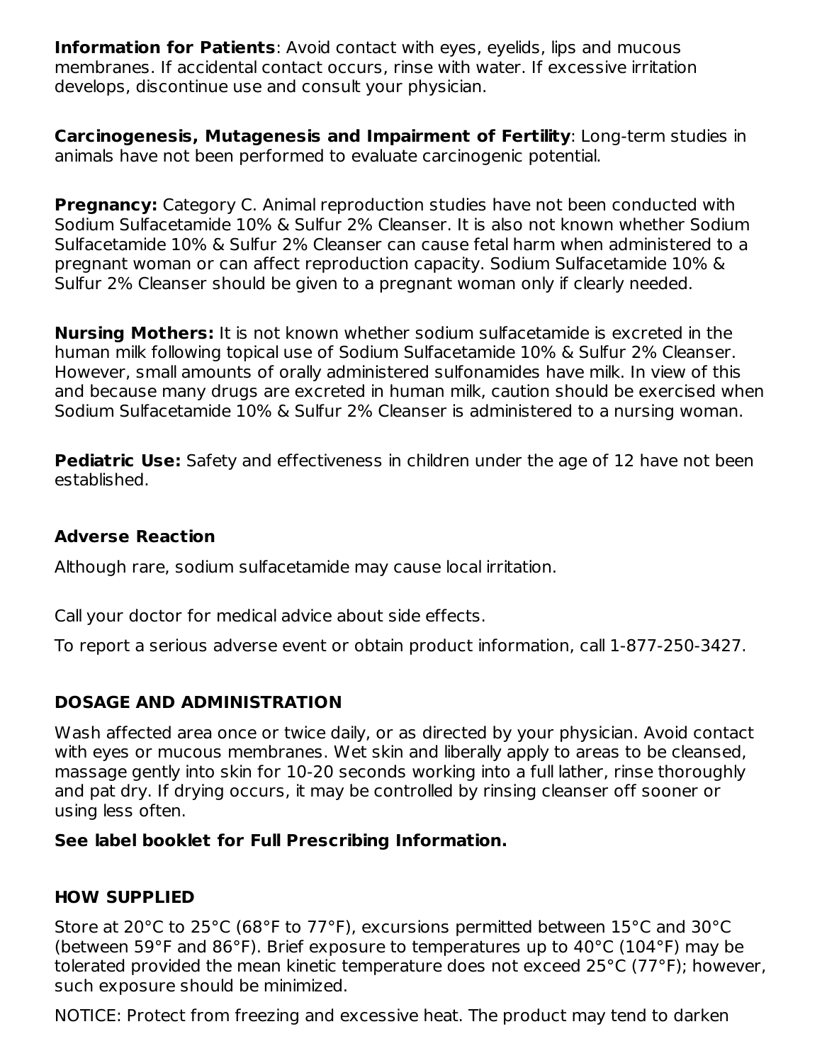**Information for Patients**: Avoid contact with eyes, eyelids, lips and mucous membranes. If accidental contact occurs, rinse with water. If excessive irritation develops, discontinue use and consult your physician.

**Carcinogenesis, Mutagenesis and Impairment of Fertility**: Long-term studies in animals have not been performed to evaluate carcinogenic potential.

**Pregnancy:** Category C. Animal reproduction studies have not been conducted with Sodium Sulfacetamide 10% & Sulfur 2% Cleanser. It is also not known whether Sodium Sulfacetamide 10% & Sulfur 2% Cleanser can cause fetal harm when administered to a pregnant woman or can affect reproduction capacity. Sodium Sulfacetamide 10% & Sulfur 2% Cleanser should be given to a pregnant woman only if clearly needed.

**Nursing Mothers:** It is not known whether sodium sulfacetamide is excreted in the human milk following topical use of Sodium Sulfacetamide 10% & Sulfur 2% Cleanser. However, small amounts of orally administered sulfonamides have milk. In view of this and because many drugs are excreted in human milk, caution should be exercised when Sodium Sulfacetamide 10% & Sulfur 2% Cleanser is administered to a nursing woman.

**Pediatric Use:** Safety and effectiveness in children under the age of 12 have not been established.

## Adverse Reaction

Although rare, sodium sulfacetamide may cause local irritation.

Call your doctor for medical advice about side effects.

To report a serious adverse event or obtain product information, call 1-877-250-3427.

## DOSAGE AND ADMINISTRATION

Wash affected area once or twice daily, or as directed by your physician. Avoid contact with eyes or mucous membranes. Wet skin and liberally apply to areas to be cleansed, massage gently into skin for 10-20 seconds working into a full lather, rinse thoroughly and pat dry. If drying occurs, it may be controlled by rinsing cleanser off sooner or using less often.

**See label booklet for Full Prescribing Information.**

## HOW SUPPLIED

Store at 20°C to 25°C (68°F to 77°F), excursions permitted between 15°C and 30°C (between 59°F and 86°F). Brief exposure to temperatures up to 40°C (104°F) may be tolerated provided the mean kinetic temperature does not exceed 25°C (77°F); however, such exposure should be minimized.

NOTICE: Protect from freezing and excessive heat. The product may tend to darken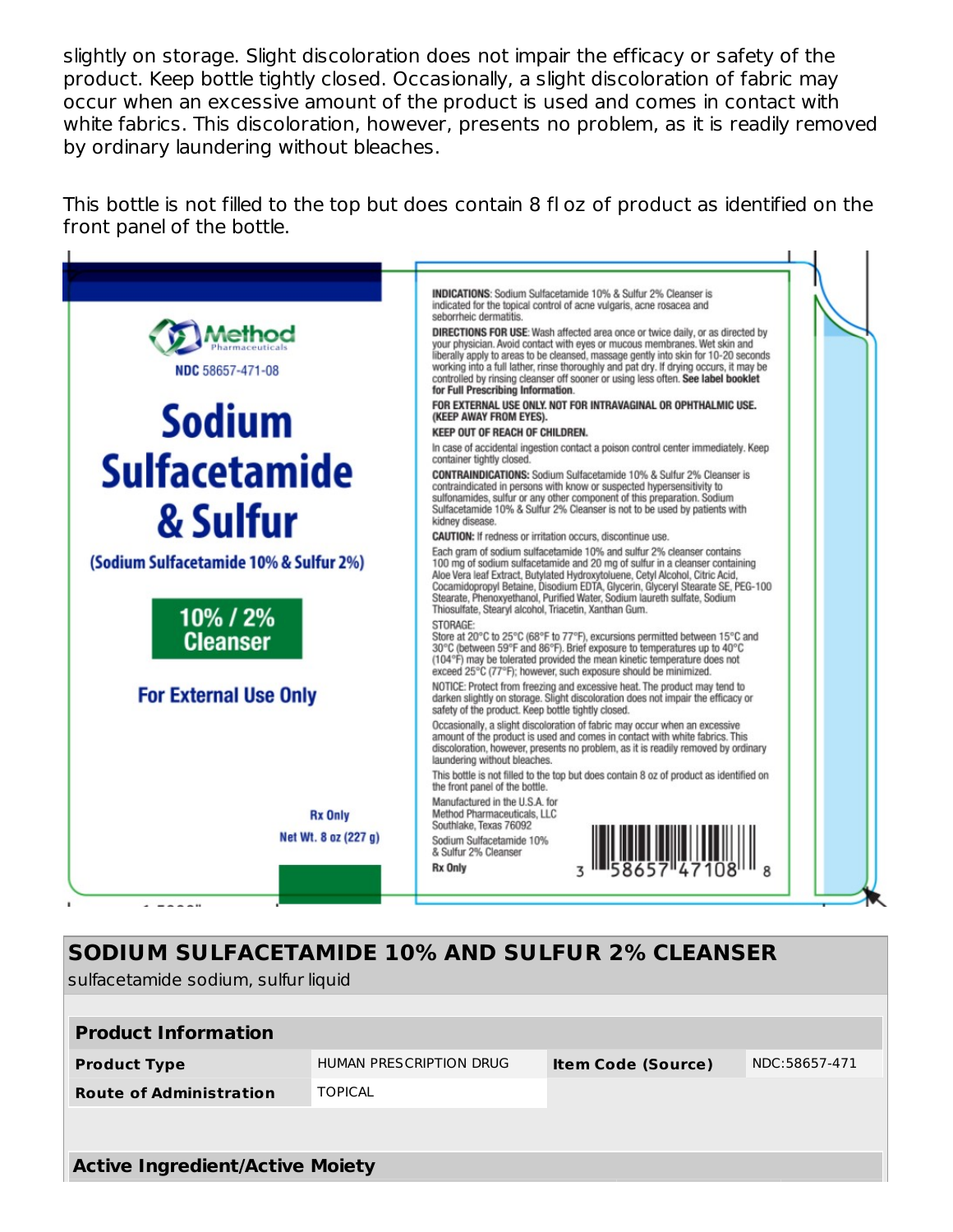slightly on storage. Slight discoloration does not impair the efficacy or safety of the product. Keep bottle tightly closed. Occasionally, a slight discoloration of fabric may occur when an excessive amount of the product is used and comes in contact with white fabrics. This discoloration, however, presents no problem, as it is readily removed by ordinary laundering without bleaches.

This bottle is not filled to the top but does contain 8 fl oz of product as identified on the front panel of the bottle.

Method Pharmaceuticals

NDC 58657-471-08

# Sodium Sulfacetamide & Sulfur

(Sodium Sulfacetamide 10% & Sulfur 2%)

**10% / 2% Cleanser**

**For External Use Only**

**Rx Only**

**Net Wt. 8 oz (227 g)**

**INDICATIONS**: Sodium Sulfacetamide 10% & Sulfur 2% Cleanser is indicated for the topical control of acne vulgaris, acne rosacea and seborrheic dermatitis.

**DIRECTIONS FOR USE**: Wash affected area once or twice daily, or as directed by your physician. Avoid contact with eyes or mucous membranes. Wet skin and liberally apply to areas to be cleansed, massage gently into skin for 10-20 seconds working into a full lather, rinse thoroughly and pat dry. If drying occurs, it may be controlled by rinsing cleanser off sooner or using less often. **See label booklet for Full Prescribing Information.**

**FOR EXTERNAL USE ONLY. NOT FOR INTRAVAGINAL OR OPHTHALMIC USE. (KEEP AWAY FROM EYES).**

**KEEP OUT OF REACH OF CHILDREN.**

In case of accidental ingestion contact a poison control center immediately. Keep container tightly closed.

**CONTRAINDICATIONS:** Sodium Sulfacetamide 10% & Sulfur 2% Cleanser is contraindicated in persons with know or suspected hypersensitivity to sulfonamides, sulfur or any other component of this preparation. Sodium Sulfacetamide 10% & Sulfur 2% Cleanser is not to be used by patients with kidney disease.

**CAUTION:** If redness or irritation occurs, discontinue use.

Each gram of sodium sulfacetamide 10% and sulfur 2% cleanser contains 100 mg of sodium sulfacetamide and 20 mg of sulfur in a cleanser containing Aloe Vera leaf Extract, Butylated Hydroxytoluene, Cetyl Alcohol, Citric Acid, Cocamidopropyl Betaine, Disodium EDTA, Glycerin, Glyceryl Stearate SE, PEG-100 Stearate, Phenoxyethanol, Purified Water, Sodium laureth sulfate, Sodium Thiosulfate, Stearyl alcohol, Triacetin, Xanthan Gum.

STORAGE:
Store at 20°C to 25°C (68°F to 77°F), excursions permitted between 15°C and 30°C (between 59°F and 86°F). Brief exposure to temperatures up to 40°C (104°F) may be tolerated provided the mean kinetic temperature does not exceed 25°C (77°F); however, such exposure should be minimized.

NOTICE: Protect from freezing and excessive heat. The product may tend to darken slightly on storage. Slight discoloration does not impair the efficacy or safety of the product. Keep bottle tightly closed.

Occasionally, a slight discoloration of fabric may occur when an excessive amount of the product is used and comes in contact with white fabrics. This discoloration, however, presents no problem, as it is readily removed by ordinary laundering without bleaches.

This bottle is not filled to the top but does contain 8 oz of product as identified on the front panel of the bottle.

Manufactured in the U.S.A. for
Method Pharmaceuticals, LLC
Southlake, Texas 76092

Sodium Sulfacetamide 10% & Sulfur 2% Cleanser

**Rx Only**

3 58657 47108 8

## SODIUM SULFACETAMIDE 10% AND SULFUR 2% CLEANSER

sulfacetamide sodium, sulfur liquid

| Product Information | | | |
|---|---|---|---|
| **Product Type** | HUMAN PRESCRIPTION DRUG | **Item Code (Source)** | NDC:58657-471 |
| **Route of Administration** | TOPICAL | | |

| Active Ingredient/Active Moiety |
|---|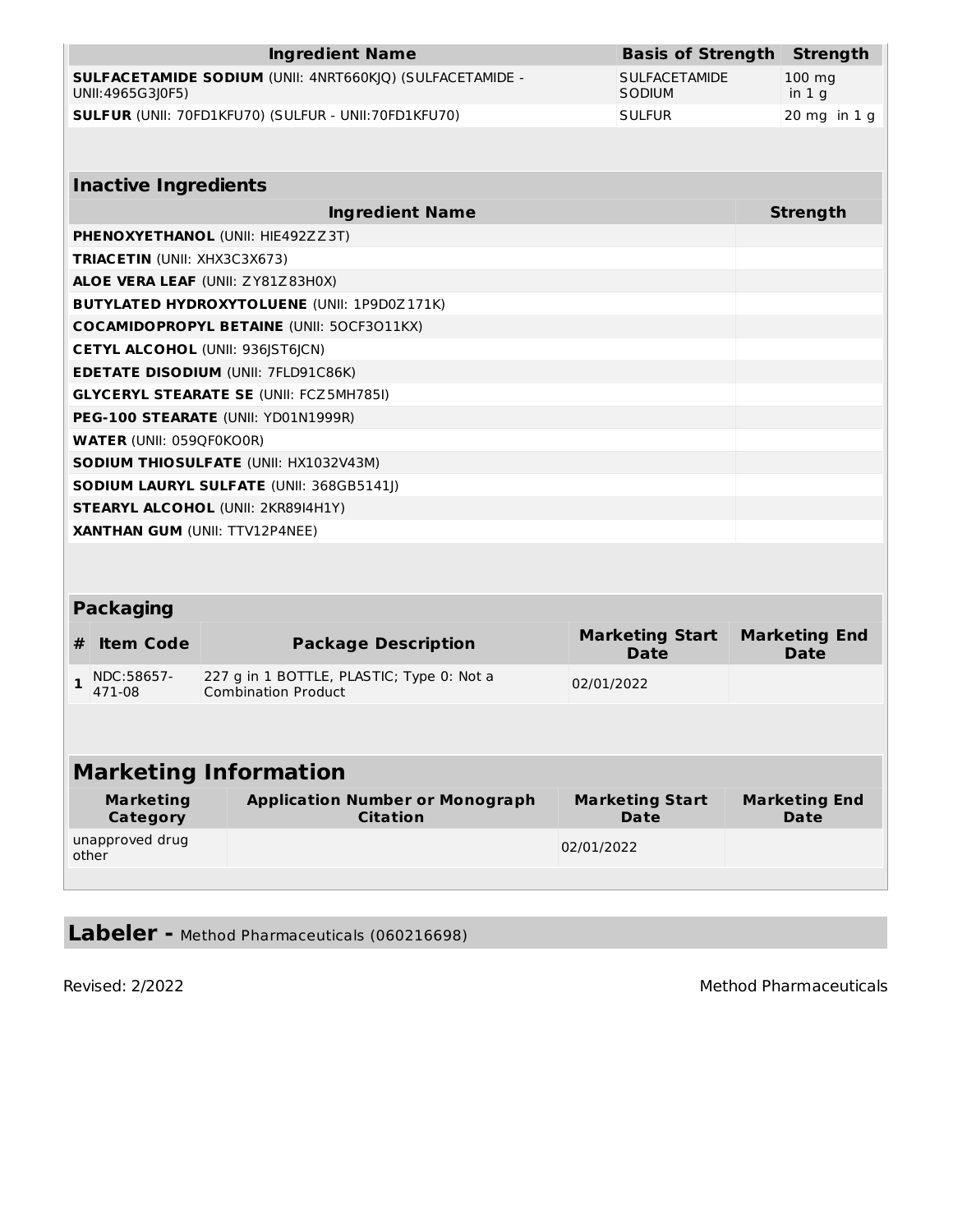| Ingredient Name | Basis of Strength | Strength |
|---|---|---|
| **SULFACETAMIDE SODIUM** (UNII: 4NRT660KJQ) (SULFACETAMIDE - UNII:4965G3J0F5) | SULFACETAMIDE SODIUM | 100 mg in 1 g |
| **SULFUR** (UNII: 70FD1KFU70) (SULFUR - UNII:70FD1KFU70) | SULFUR | 20 mg in 1 g |

## Inactive Ingredients

| Ingredient Name | Strength |
|---|---|
| **PHENOXYETHANOL** (UNII: HIE492ZZ3T) | |
| **TRIACETIN** (UNII: XHX3C3X673) | |
| **ALOE VERA LEAF** (UNII: ZY81Z83H0X) | |
| **BUTYLATED HYDROXYTOLUENE** (UNII: 1P9D0Z171K) | |
| **COCAMIDOPROPYL BETAINE** (UNII: 5OCF3O11KX) | |
| **CETYL ALCOHOL** (UNII: 936JST6JCN) | |
| **EDETATE DISODIUM** (UNII: 7FLD91C86K) | |
| **GLYCERYL STEARATE SE** (UNII: FCZ5MH785I) | |
| **PEG-100 STEARATE** (UNII: YD01N1999R) | |
| **WATER** (UNII: 059QF0KO0R) | |
| **SODIUM THIOSULFATE** (UNII: HX1032V43M) | |
| **SODIUM LAURYL SULFATE** (UNII: 368GB5141J) | |
| **STEARYL ALCOHOL** (UNII: 2KR89I4H1Y) | |
| **XANTHAN GUM** (UNII: TTV12P4NEE) | |

## Packaging

| # | Item Code | Package Description | Marketing Start Date | Marketing End Date |
|---|---|---|---|---|
| 1 | NDC:58657-471-08 | 227 g in 1 BOTTLE, PLASTIC; Type 0: Not a Combination Product | 02/01/2022 | |

## Marketing Information

| Marketing Category | Application Number or Monograph Citation | Marketing Start Date | Marketing End Date |
|---|---|---|---|
| unapproved drug other | | 02/01/2022 | |

## Labeler - Method Pharmaceuticals (060216698)

Revised: 2/2022

Method Pharmaceuticals